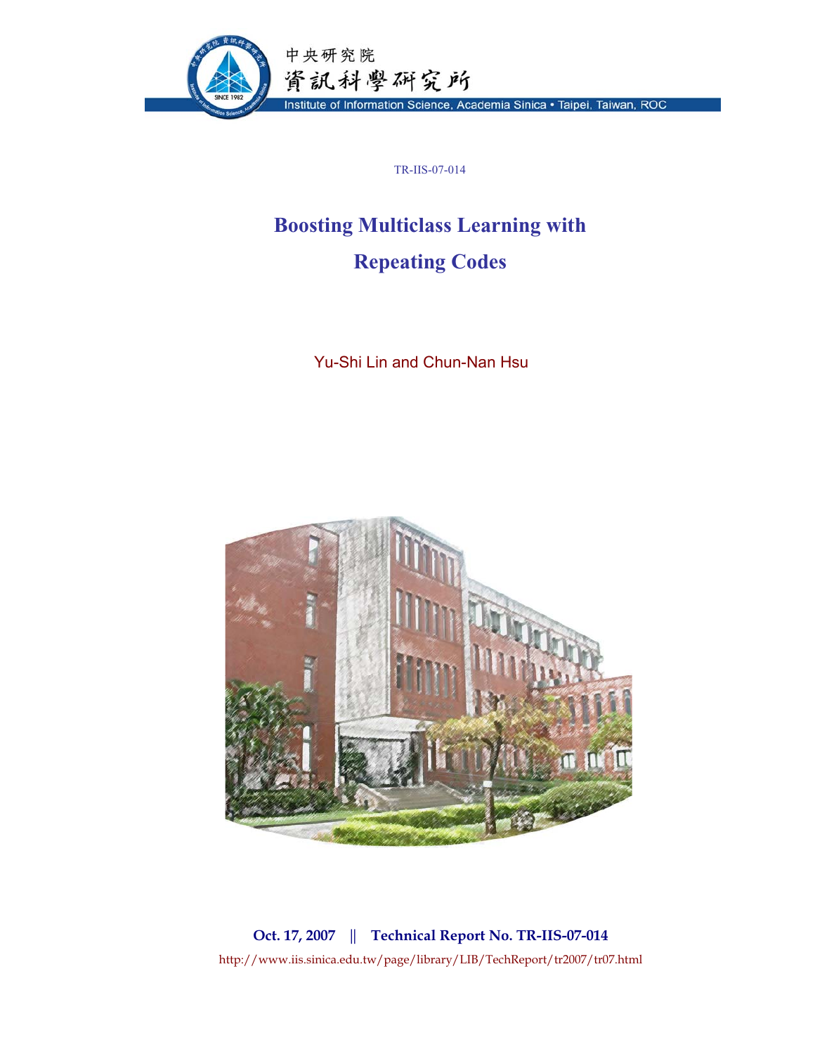中央研究院

資訊科學研究所

Institute of Information Science, Academia Sinica • Taipei, Taiwan, ROC

TR-IIS-07-014

# Boosting Multiclass Learning with Repeating Codes

Yu-Shi Lin and Chun-Nan Hsu

**Oct. 17, 2007 || Technical Report No. TR-IIS-07-014**

http://www.iis.sinica.edu.tw/page/library/LIB/TechReport/tr2007/tr07.html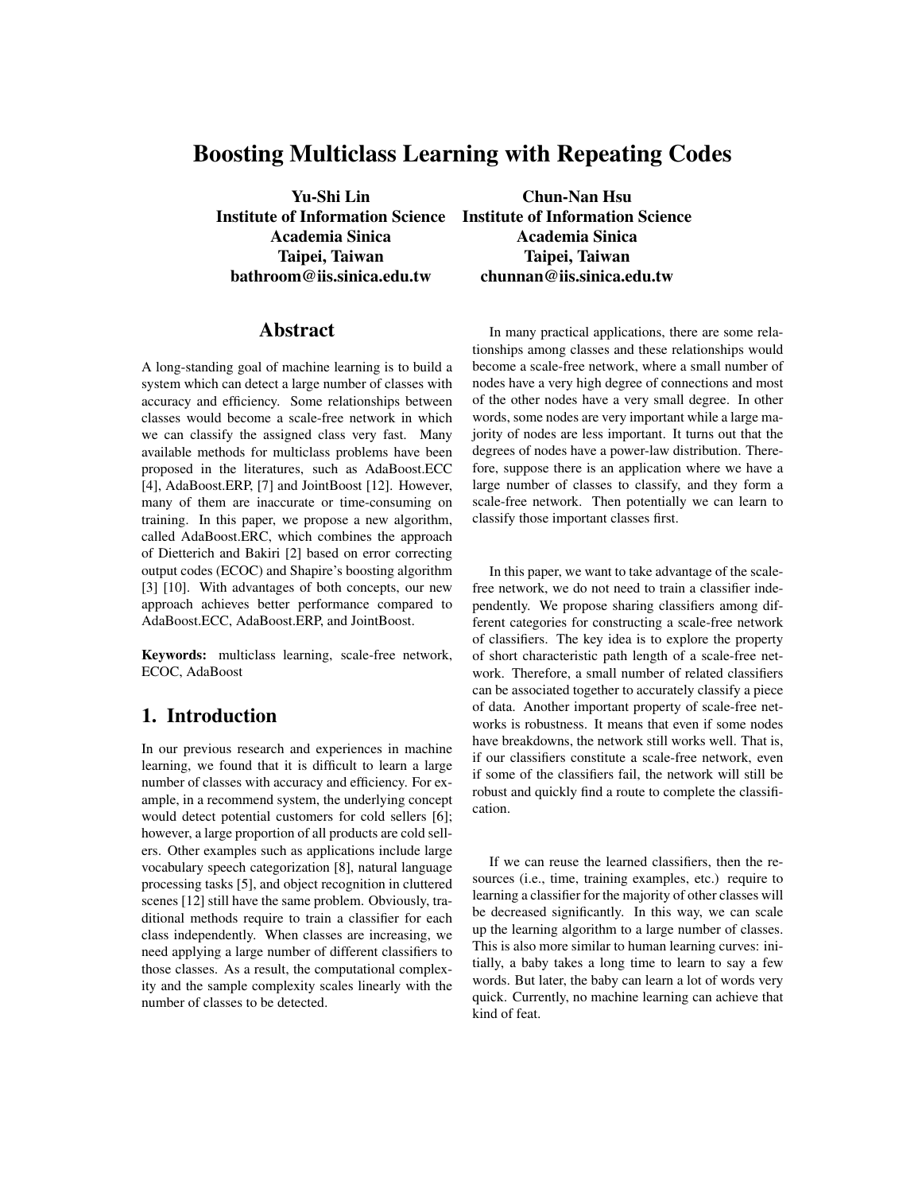# Boosting Multiclass Learning with Repeating Codes

**Yu-Shi Lin**
**Institute of Information Science**
**Academia Sinica**
**Taipei, Taiwan**
**bathroom@iis.sinica.edu.tw**

**Chun-Nan Hsu**
**Institute of Information Science**
**Academia Sinica**
**Taipei, Taiwan**
**chunnan@iis.sinica.edu.tw**

## Abstract

A long-standing goal of machine learning is to build a system which can detect a large number of classes with accuracy and efficiency. Some relationships between classes would become a scale-free network in which we can classify the assigned class very fast. Many available methods for multiclass problems have been proposed in the literatures, such as AdaBoost.ECC [4], AdaBoost.ERP, [7] and JointBoost [12]. However, many of them are inaccurate or time-consuming on training. In this paper, we propose a new algorithm, called AdaBoost.ERC, which combines the approach of Dietterich and Bakiri [2] based on error correcting output codes (ECOC) and Shapire's boosting algorithm [3] [10]. With advantages of both concepts, our new approach achieves better performance compared to AdaBoost.ECC, AdaBoost.ERP, and JointBoost.

**Keywords:** multiclass learning, scale-free network, ECOC, AdaBoost

## 1. Introduction

In our previous research and experiences in machine learning, we found that it is difficult to learn a large number of classes with accuracy and efficiency. For example, in a recommend system, the underlying concept would detect potential customers for cold sellers [6]; however, a large proportion of all products are cold sellers. Other examples such as applications include large vocabulary speech categorization [8], natural language processing tasks [5], and object recognition in cluttered scenes [12] still have the same problem. Obviously, traditional methods require to train a classifier for each class independently. When classes are increasing, we need applying a large number of different classifiers to those classes. As a result, the computational complexity and the sample complexity scales linearly with the number of classes to be detected.

In many practical applications, there are some relationships among classes and these relationships would become a scale-free network, where a small number of nodes have a very high degree of connections and most of the other nodes have a very small degree. In other words, some nodes are very important while a large majority of nodes are less important. It turns out that the degrees of nodes have a power-law distribution. Therefore, suppose there is an application where we have a large number of classes to classify, and they form a scale-free network. Then potentially we can learn to classify those important classes first.

In this paper, we want to take advantage of the scale-free network, we do not need to train a classifier independently. We propose sharing classifiers among different categories for constructing a scale-free network of classifiers. The key idea is to explore the property of short characteristic path length of a scale-free network. Therefore, a small number of related classifiers can be associated together to accurately classify a piece of data. Another important property of scale-free networks is robustness. It means that even if some nodes have breakdowns, the network still works well. That is, if our classifiers constitute a scale-free network, even if some of the classifiers fail, the network will still be robust and quickly find a route to complete the classification.

If we can reuse the learned classifiers, then the resources (i.e., time, training examples, etc.) require to learning a classifier for the majority of other classes will be decreased significantly. In this way, we can scale up the learning algorithm to a large number of classes. This is also more similar to human learning curves: initially, a baby takes a long time to learn to say a few words. But later, the baby can learn a lot of words very quick. Currently, no machine learning can achieve that kind of feat.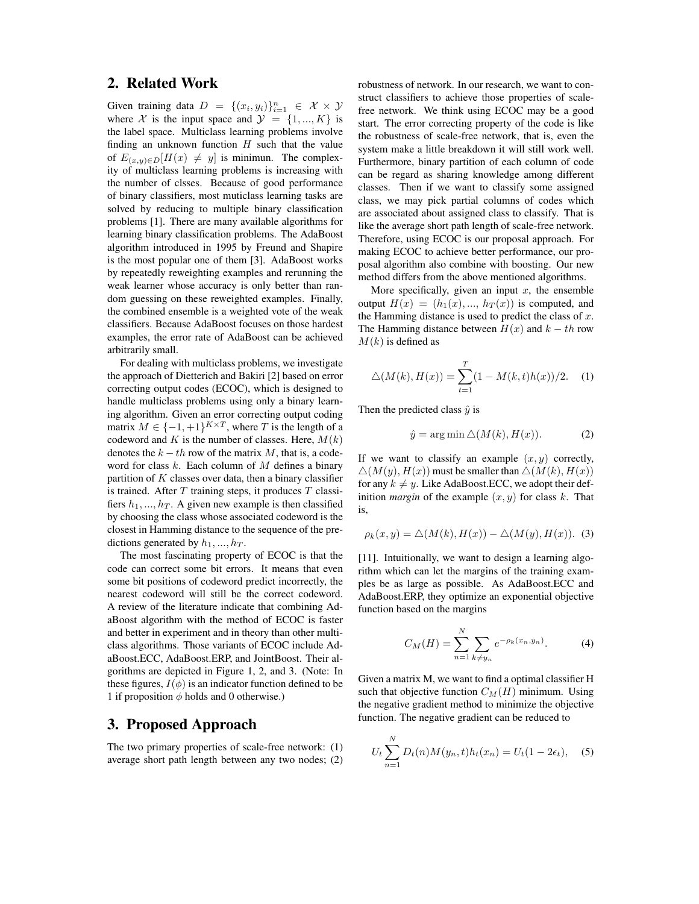## 2. Related Work

Given training data $D = \{(x_i, y_i)\}_{i=1}^{n} \in \mathcal{X} \times \mathcal{Y}$ where $\mathcal{X}$ is the input space and $\mathcal{Y} = \{1, ..., K\}$ is the label space. Multiclass learning problems involve finding an unknown function $H$ such that the value of $E_{(x,y)\in D}[H(x) \neq y]$ is minimun. The complexity of multiclass learning problems is increasing with the number of clsses. Because of good performance of binary classifiers, most muticlass learning tasks are solved by reducing to multiple binary classification problems [1]. There are many available algorithms for learning binary classification problems. The AdaBoost algorithm introduced in 1995 by Freund and Shapire is the most popular one of them [3]. AdaBoost works by repeatedly reweighting examples and rerunning the weak learner whose accuracy is only better than random guessing on these reweighted examples. Finally, the combined ensemble is a weighted vote of the weak classifiers. Because AdaBoost focuses on those hardest examples, the error rate of AdaBoost can be achieved arbitrarily small.

For dealing with multiclass problems, we investigate the approach of Dietterich and Bakiri [2] based on error correcting output codes (ECOC), which is designed to handle multiclass problems using only a binary learning algorithm. Given an error correcting output coding matrix $M \in \{-1, +1\}^{K\times T}$, where $T$ is the length of a codeword and $K$ is the number of classes. Here, $M(k)$ denotes the $k-th$ row of the matrix $M$, that is, a codeword for class $k$. Each column of $M$ defines a binary partition of $K$ classes over data, then a binary classifier is trained. After $T$ training steps, it produces $T$ classifiers $h_1, ..., h_T$. A given new example is then classified by choosing the class whose associated codeword is the closest in Hamming distance to the sequence of the predictions generated by $h_1, ..., h_T$.

The most fascinating property of ECOC is that the code can correct some bit errors. It means that even some bit positions of codeword predict incorrectly, the nearest codeword will still be the correct codeword. A review of the literature indicate that combining AdaBoost algorithm with the method of ECOC is faster and better in experiment and in theory than other multiclass algorithms. Those variants of ECOC include AdaBoost.ECC, AdaBoost.ERP, and JointBoost. Their algorithms are depicted in Figure 1, 2, and 3. (Note: In these figures, $I(\phi)$ is an indicator function defined to be 1 if proposition $\phi$ holds and 0 otherwise.)

## 3. Proposed Approach

The two primary properties of scale-free network: (1) average short path length between any two nodes; (2) robustness of network. In our research, we want to construct classifiers to achieve those properties of scale-free network. We think using ECOC may be a good start. The error correcting property of the code is like the robustness of scale-free network, that is, even the system make a little breakdown it will still work well. Furthermore, binary partition of each column of code can be regard as sharing knowledge among different classes. Then if we want to classify some assigned class, we may pick partial columns of codes which are associated about assigned class to classify. That is like the average short path length of scale-free network. Therefore, using ECOC is our proposal approach. For making ECOC to achieve better performance, our proposal algorithm also combine with boosting. Our new method differs from the above mentioned algorithms.

More specifically, given an input $x$, the ensemble output $H(x) = (h_1(x), ..., h_T(x))$ is computed, and the Hamming distance is used to predict the class of $x$. The Hamming distance between $H(x)$ and $k-th$ row $M(k)$ is defined as

$$\triangle(M(k), H(x)) = \sum_{t=1}^{T}(1 - M(k,t)h(x))/2. \quad (1)$$

Then the predicted class $\hat{y}$ is

$$\hat{y} = \arg\min \triangle(M(k), H(x)). \quad (2)$$

If we want to classify an example $(x, y)$ correctly, $\triangle(M(y), H(x))$ must be smaller than $\triangle(M(k), H(x))$ for any $k \neq y$. Like AdaBoost.ECC, we adopt their definition *margin* of the example $(x, y)$ for class $k$. That is,

$$\rho_k(x, y) = \triangle(M(k), H(x)) - \triangle(M(y), H(x)). \quad (3)$$

[11]. Intuitionally, we want to design a learning algorithm which can let the margins of the training examples be as large as possible. As AdaBoost.ECC and AdaBoost.ERP, they optimize an exponential objective function based on the margins

$$C_M(H) = \sum_{n=1}^{N}\sum_{k\neq y_n} e^{-\rho_k(x_n, y_n)}. \quad (4)$$

Given a matrix M, we want to find a optimal classifier H such that objective function $C_M(H)$ minimum. Using the negative gradient method to minimize the objective function. The negative gradient can be reduced to

$$U_t \sum_{n=1}^{N} D_t(n)M(y_n, t)h_t(x_n) = U_t(1 - 2\epsilon_t), \quad (5)$$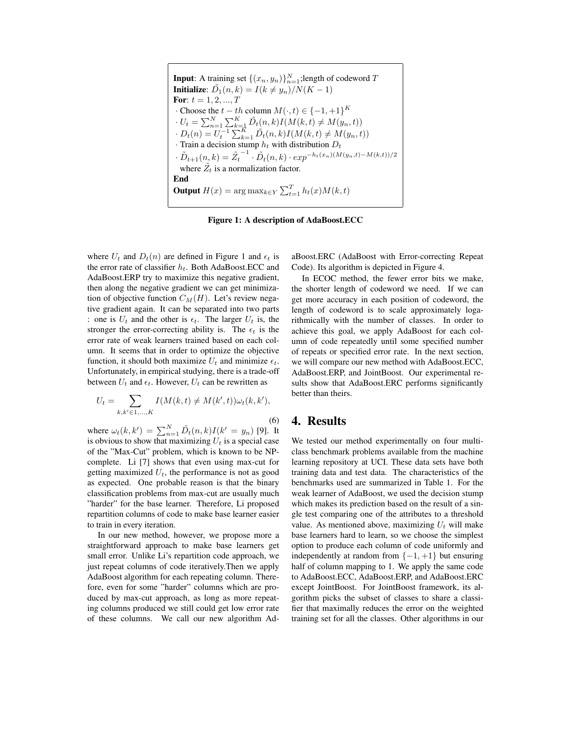**Input**: A training set $\{(x_n, y_n)\}_{n=1}^N$;length of codeword $T$
**Initialize**: $\tilde{D}_1(n,k) = I(k \neq y_n)/N(K-1)$
**For**: $t = 1, 2, ..., T$
 · Choose the $t-th$ column $M(\cdot, t) \in \{-1, +1\}^K$
 · $U_t = \sum_{n=1}^N \sum_{k=1}^K \tilde{D}_t(n,k) I(M(k,t) \neq M(y_n, t))$
 · $D_t(n) = U_t^{-1} \sum_{k=1}^K \tilde{D}_t(n,k) I(M(k,t) \neq M(y_n, t))$
 · Train a decision stump $h_t$ with distribution $D_t$
 · $\tilde{D}_{t+1}(n,k) = \tilde{Z}_t^{-1} \cdot \tilde{D}_t(n,k) \cdot exp^{-h_t(x_n)(M(y_n,t)-M(k,t))/2}$
  where $\tilde{Z}_t$ is a normalization factor.
**End**
**Output** $H(x) = \arg\max_{k \in Y} \sum_{t=1}^T h_t(x) M(k,t)$

**Figure 1: A description of AdaBoost.ECC**

where $U_t$ and $D_t(n)$ are defined in Figure 1 and $\epsilon_t$ is the error rate of classifier $h_t$. Both AdaBoost.ECC and AdaBoost.ERP try to maximize this negative gradient, then along the negative gradient we can get minimization of objective function $C_M(H)$. Let's review negative gradient again. It can be separated into two parts : one is $U_t$ and the other is $\epsilon_t$. The larger $U_t$ is, the stronger the error-correcting ability is. The $\epsilon_t$ is the error rate of weak learners trained based on each column. It seems that in order to optimize the objective function, it should both maximize $U_t$ and minimize $\epsilon_t$. Unfortunately, in empirical studying, there is a trade-off between $U_t$ and $\epsilon_t$. However, $U_t$ can be rewritten as

$$U_t = \sum_{k,k' \in 1,...,K} I(M(k,t) \neq M(k',t)) \omega_t(k,k'), \tag{6}$$

where $\omega_t(k,k') = \sum_{n=1}^N \tilde{D}_t(n,k) I(k' = y_n)$ [9]. It is obvious to show that maximizing $U_t$ is a special case of the "Max-Cut" problem, which is known to be NP-complete. Li [7] shows that even using max-cut for getting maximized $U_t$, the performance is not as good as expected. One probable reason is that the binary classification problems from max-cut are usually much "harder" for the base learner. Therefore, Li proposed repartition columns of code to make base learner easier to train in every iteration.

In our new method, however, we propose more a straightforward approach to make base learners get small error. Unlike Li's repartition code approach, we just repeat columns of code iteratively.Then we apply AdaBoost algorithm for each repeating column. Therefore, even for some "harder" columns which are produced by max-cut approach, as long as more repeating columns produced we still could get low error rate of these columns. We call our new algorithm AdaBoost.ERC (AdaBoost with Error-correcting Repeat Code). Its algorithm is depicted in Figure 4.

In ECOC method, the fewer error bits we make, the shorter length of codeword we need. If we can get more accuracy in each position of codeword, the length of codeword is to scale approximately logarithmically with the number of classes. In order to achieve this goal, we apply AdaBoost for each column of code repeatedly until some specified number of repeats or specified error rate. In the next section, we will compare our new method with AdaBoost.ECC, AdaBoost.ERP, and JointBoost. Our experimental results show that AdaBoost.ERC performs significantly better than theirs.

# 4. Results

We tested our method experimentally on four multi-class benchmark problems available from the machine learning repository at UCI. These data sets have both training data and test data. The characteristics of the benchmarks used are summarized in Table 1. For the weak learner of AdaBoost, we used the decision stump which makes its prediction based on the result of a single test comparing one of the attributes to a threshold value. As mentioned above, maximizing $U_t$ will make base learners hard to learn, so we choose the simplest option to produce each column of code uniformly and independently at random from $\{-1, +1\}$ but ensuring half of column mapping to 1. We apply the same code to AdaBoost.ECC, AdaBoost.ERP, and AdaBoost.ERC except JointBoost. For JointBoost framework, its algorithm picks the subset of classes to share a classifier that maximally reduces the error on the weighted training set for all the classes. Other algorithms in our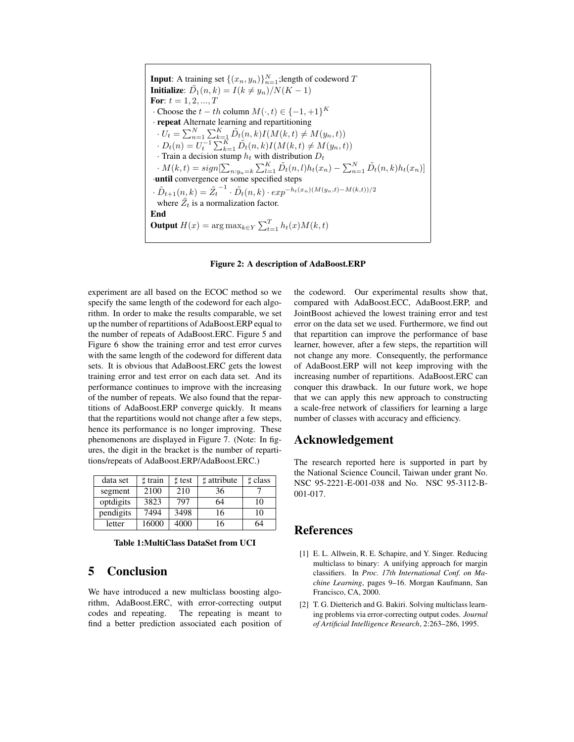**Input**: A training set $\{(x_n, y_n)\}_{n=1}^{N}$;length of codeword $T$
**Initialize**: $\tilde{D}_1(n,k) = I(k \neq y_n)/N(K-1)$
**For**: $t = 1, 2, ..., T$
· Choose the $t-th$ column $M(\cdot, t) \in \{-1, +1\}^K$
· **repeat** Alternate learning and repartitioning
  · $U_t = \sum_{n=1}^{N} \sum_{k=1}^{K} \tilde{D}_t(n,k) I(M(k,t) \neq M(y_n, t))$
  · $D_t(n) = U_t^{-1} \sum_{k=1}^{K} \tilde{D}_t(n,k) I(M(k,t) \neq M(y_n, t))$
  · Train a decision stump $h_t$ with distribution $D_t$
  · $M(k,t) = sign[\sum_{n:y_n=k} \sum_{l=1}^{K} \tilde{D}_t(n,l) h_t(x_n) - \sum_{n=1}^{N} \tilde{D}_t(n,k) h_t(x_n)]$
·**until** convergence or some specified steps
· $\tilde{D}_{t+1}(n,k) = \tilde{Z}_t^{-1} \cdot \tilde{D}_t(n,k) \cdot exp^{-h_t(x_n)(M(y_n,t)-M(k,t))/2}$
  where $\tilde{Z}_t$ is a normalization factor.
**End**
**Output** $H(x) = \arg\max_{k \in Y} \sum_{t=1}^{T} h_t(x) M(k,t)$

**Figure 2: A description of AdaBoost.ERP**

experiment are all based on the ECOC method so we specify the same length of the codeword for each algorithm. In order to make the results comparable, we set up the number of repartitions of AdaBoost.ERP equal to the number of repeats of AdaBoost.ERC. Figure 5 and Figure 6 show the training error and test error curves with the same length of the codeword for different data sets. It is obvious that AdaBoost.ERC gets the lowest training error and test error on each data set. And its performance continues to improve with the increasing of the number of repeats. We also found that the repartitions of AdaBoost.ERP converge quickly. It means that the repartitions would not change after a few steps, hence its performance is no longer improving. These phenomenons are displayed in Figure 7. (Note: In figures, the digit in the bracket is the number of repartitions/repeats of AdaBoost.ERP/AdaBoost.ERC.)

| data set | ♯ train | ♯ test | ♯ attribute | ♯ class |
|---|---|---|---|---|
| segment | 2100 | 210 | 36 | 7 |
| optdigits | 3823 | 797 | 64 | 10 |
| pendigits | 7494 | 3498 | 16 | 10 |
| letter | 16000 | 4000 | 16 | 64 |

**Table 1:MultiClass DataSet from UCI**

# 5 Conclusion

We have introduced a new multiclass boosting algorithm, AdaBoost.ERC, with error-correcting output codes and repeating. The repeating is meant to find a better prediction associated each position of the codeword. Our experimental results show that, compared with AdaBoost.ECC, AdaBoost.ERP, and JointBoost achieved the lowest training error and test error on the data set we used. Furthermore, we find out that repartition can improve the performance of base learner, however, after a few steps, the repartition will not change any more. Consequently, the performance of AdaBoost.ERP will not keep improving with the increasing number of repartitions. AdaBoost.ERC can conquer this drawback. In our future work, we hope that we can apply this new approach to constructing a scale-free network of classifiers for learning a large number of classes with accuracy and efficiency.

# Acknowledgement

The research reported here is supported in part by the National Science Council, Taiwan under grant No. NSC 95-2221-E-001-038 and No. NSC 95-3112-B-001-017.

# References

[1] E. L. Allwein, R. E. Schapire, and Y. Singer. Reducing multiclass to binary: A unifying approach for margin classifiers. In *Proc. 17th International Conf. on Machine Learning*, pages 9–16. Morgan Kaufmann, San Francisco, CA, 2000.

[2] T. G. Dietterich and G. Bakiri. Solving multiclass learning problems via error-correcting output codes. *Journal of Artificial Intelligence Research*, 2:263–286, 1995.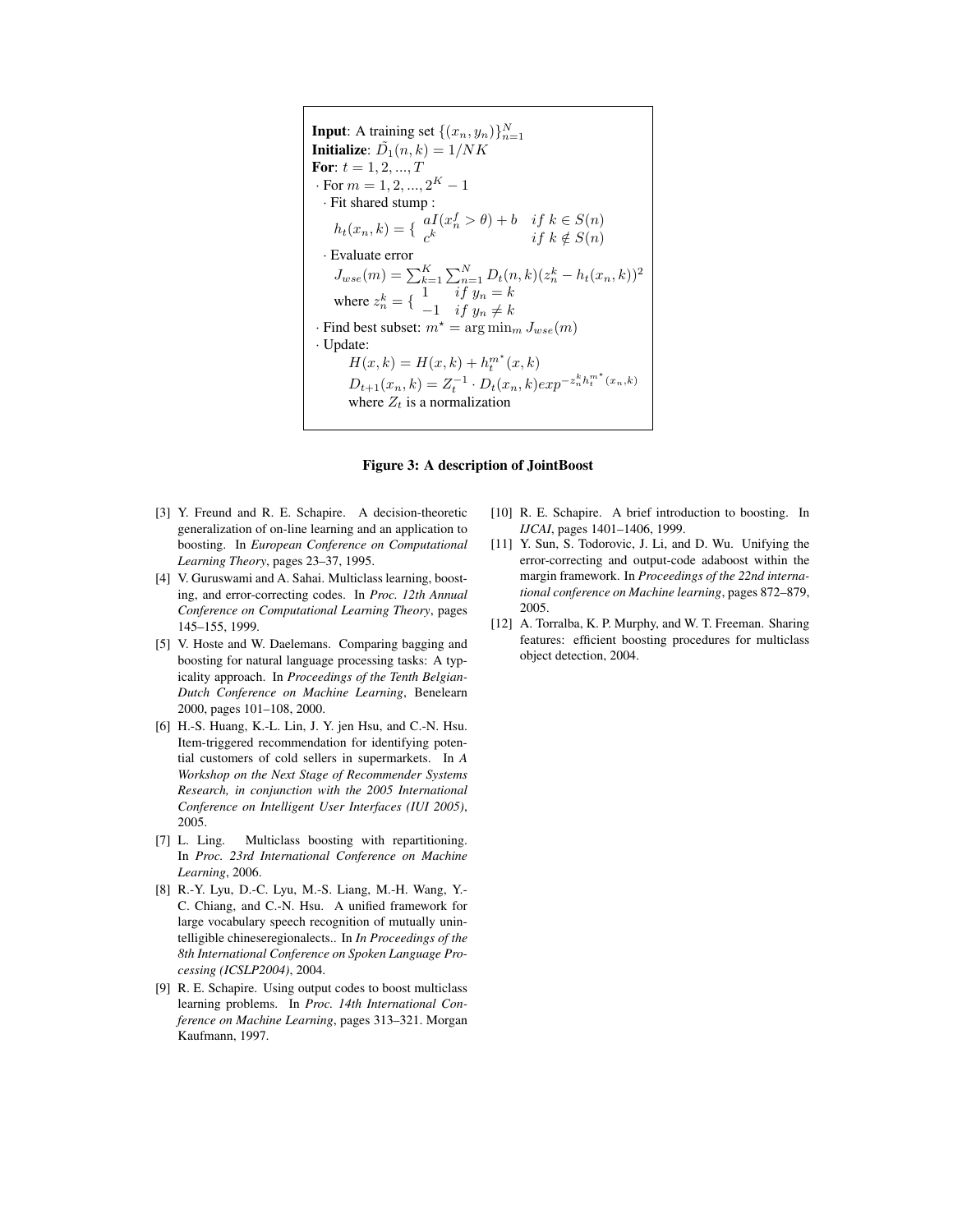**Input**: A training set $\{(x_n, y_n)\}_{n=1}^{N}$
**Initialize**: $\tilde{D}_1(n,k) = 1/NK$
**For**: $t = 1, 2, ..., T$
$\cdot$ For $m = 1, 2, ..., 2^K - 1$
$\cdot$ Fit shared stump :

$$h_t(x_n, k) = \{ \begin{array}{ll} aI(x_n^f > \theta) + b & if\ k \in S(n) \\ c^k & if\ k \notin S(n) \end{array}$$

$\cdot$ Evaluate error

$$J_{wse}(m) = \sum_{k=1}^{K} \sum_{n=1}^{N} D_t(n,k)(z_n^k - h_t(x_n,k))^2$$

where $z_n^k = \{ \begin{array}{ll} 1 & if\ y_n = k \\ -1 & if\ y_n \neq k \end{array}$

$\cdot$ Find best subset: $m^\star = \arg\min_m J_{wse}(m)$
$\cdot$ Update:

$$H(x,k) = H(x,k) + h_t^{m^\star}(x,k)$$

$$D_{t+1}(x_n,k) = Z_t^{-1} \cdot D_t(x_n,k) exp^{-z_n^k h_t^{m^\star}(x_n,k)}$$

where $Z_t$ is a normalization

**Figure 3: A description of JointBoost**

[3] Y. Freund and R. E. Schapire. A decision-theoretic generalization of on-line learning and an application to boosting. In *European Conference on Computational Learning Theory*, pages 23–37, 1995.

[4] V. Guruswami and A. Sahai. Multiclass learning, boosting, and error-correcting codes. In *Proc. 12th Annual Conference on Computational Learning Theory*, pages 145–155, 1999.

[5] V. Hoste and W. Daelemans. Comparing bagging and boosting for natural language processing tasks: A typicality approach. In *Proceedings of the Tenth Belgian-Dutch Conference on Machine Learning*, Benelearn 2000, pages 101–108, 2000.

[6] H.-S. Huang, K.-L. Lin, J. Y. jen Hsu, and C.-N. Hsu. Item-triggered recommendation for identifying potential customers of cold sellers in supermarkets. In *A Workshop on the Next Stage of Recommender Systems Research, in conjunction with the 2005 International Conference on Intelligent User Interfaces (IUI 2005)*, 2005.

[7] L. Ling. Multiclass boosting with repartitioning. In *Proc. 23rd International Conference on Machine Learning*, 2006.

[8] R.-Y. Lyu, D.-C. Lyu, M.-S. Liang, M.-H. Wang, Y.-C. Chiang, and C.-N. Hsu. A unified framework for large vocabulary speech recognition of mutually unintelligible chineseregionalects.. In *In Proceedings of the 8th International Conference on Spoken Language Processing (ICSLP2004)*, 2004.

[9] R. E. Schapire. Using output codes to boost multiclass learning problems. In *Proc. 14th International Conference on Machine Learning*, pages 313–321. Morgan Kaufmann, 1997.

[10] R. E. Schapire. A brief introduction to boosting. In *IJCAI*, pages 1401–1406, 1999.

[11] Y. Sun, S. Todorovic, J. Li, and D. Wu. Unifying the error-correcting and output-code adaboost within the margin framework. In *Proceedings of the 22nd international conference on Machine learning*, pages 872–879, 2005.

[12] A. Torralba, K. P. Murphy, and W. T. Freeman. Sharing features: efficient boosting procedures for multiclass object detection, 2004.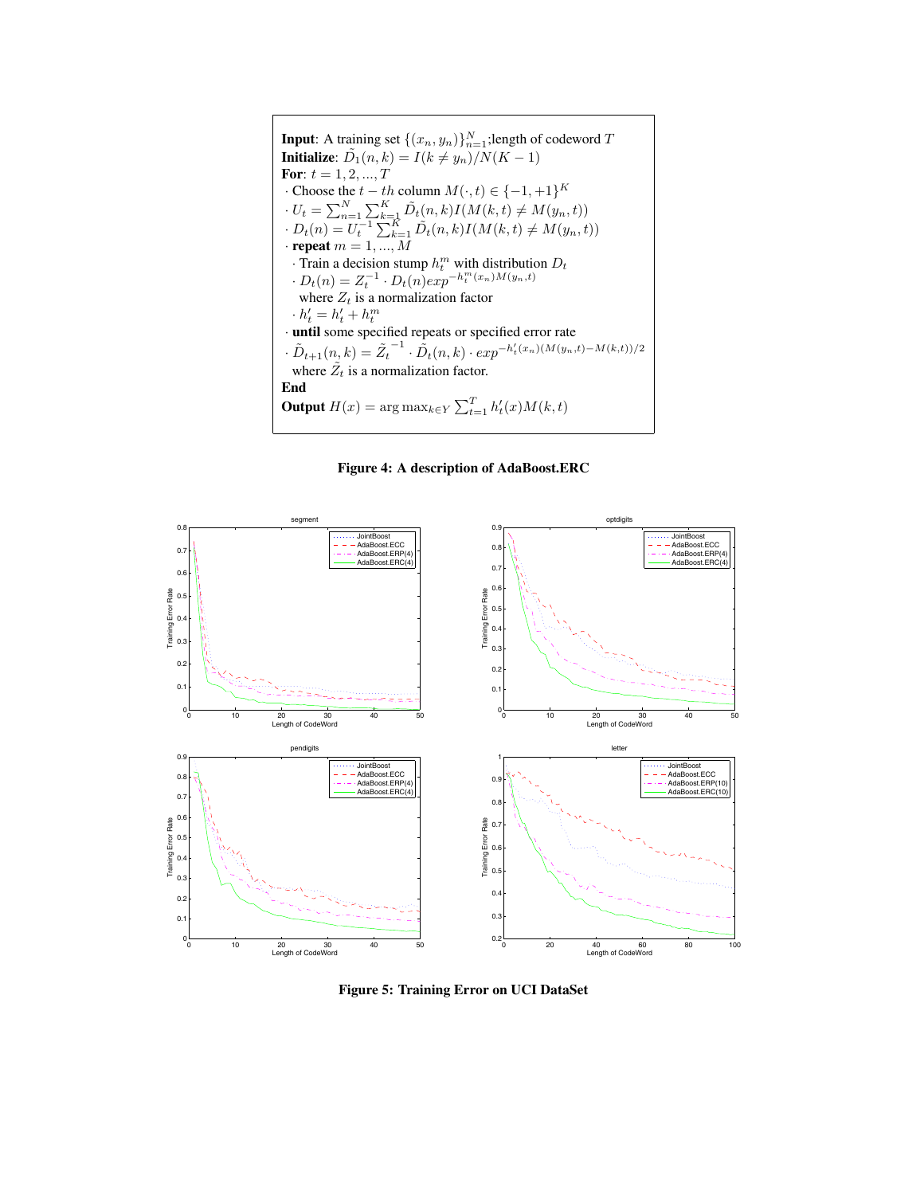**Input**: A training set $\{(x_n, y_n)\}_{n=1}^{N}$;length of codeword $T$
**Initialize**: $\tilde{D}_1(n,k) = I(k \neq y_n)/N(K-1)$
**For**: $t = 1, 2, ..., T$
$\cdot$ Choose the $t-th$ column $M(\cdot, t) \in \{-1, +1\}^K$
$\cdot$ $U_t = \sum_{n=1}^{N} \sum_{k=1}^{K} \tilde{D}_t(n,k) I(M(k,t) \neq M(y_n, t))$
$\cdot$ $D_t(n) = U_t^{-1} \sum_{k=1}^{K} \tilde{D}_t(n,k) I(M(k,t) \neq M(y_n, t))$
$\cdot$ **repeat** $m = 1, ..., M$
  $\cdot$ Train a decision stump $h_t^m$ with distribution $D_t$
  $\cdot$ $D_t(n) = Z_t^{-1} \cdot D_t(n) exp^{-h_t^m(x_n) M(y_n,t)}$
  where $Z_t$ is a normalization factor
  $\cdot$ $h'_t = h'_t + h_t^m$
$\cdot$ **until** some specified repeats or specified error rate
$\cdot$ $\tilde{D}_{t+1}(n,k) = \tilde{Z}_t^{-1} \cdot \tilde{D}_t(n,k) \cdot exp^{-h'_t(x_n)(M(y_n,t) - M(k,t))/2}$
  where $\tilde{Z}_t$ is a normalization factor.
**End**
**Output** $H(x) = \arg\max_{k \in Y} \sum_{t=1}^{T} h'_t(x) M(k,t)$

**Figure 4: A description of AdaBoost.ERC**

**Figure 5: Training Error on UCI DataSet**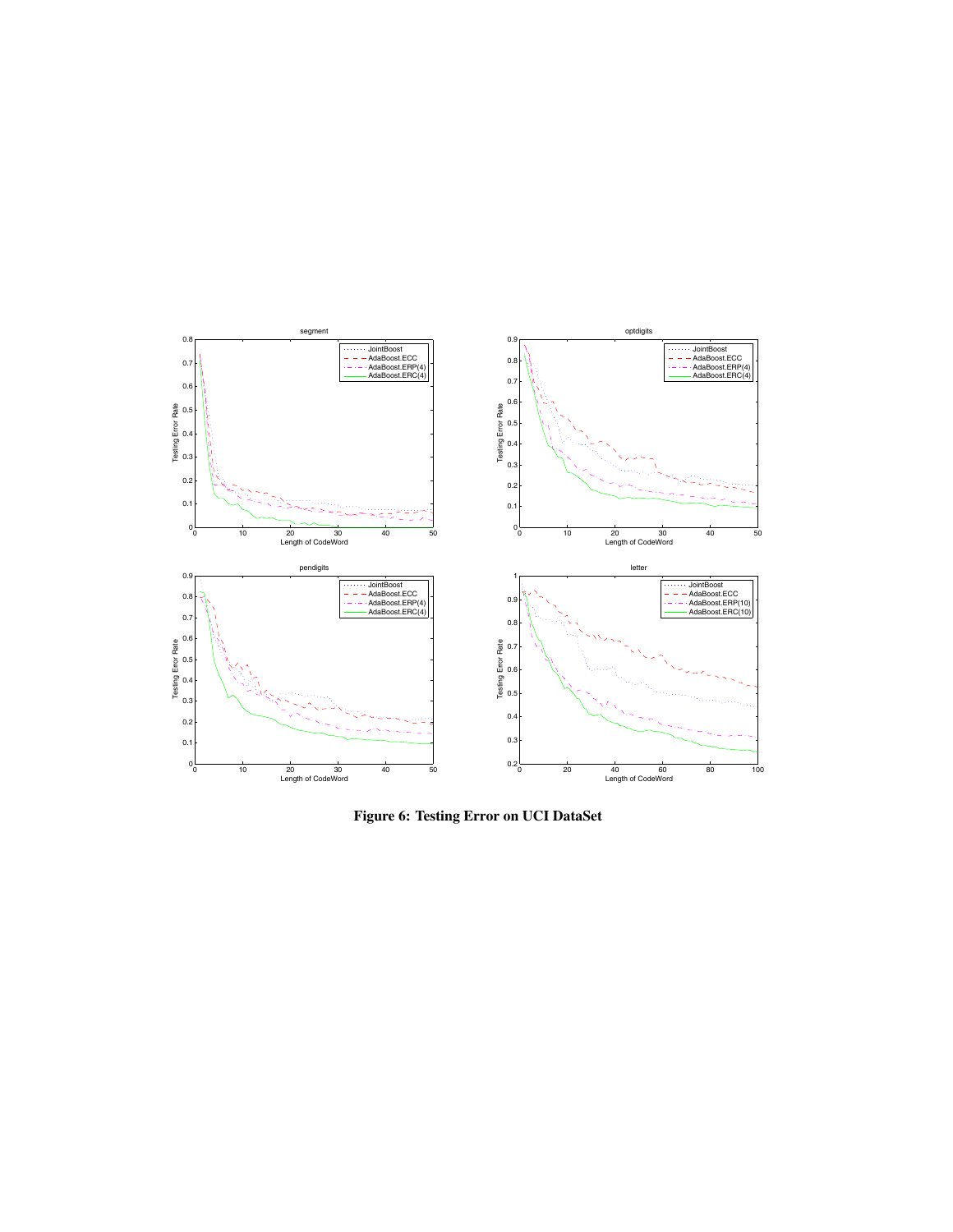**Figure 6: Testing Error on UCI DataSet**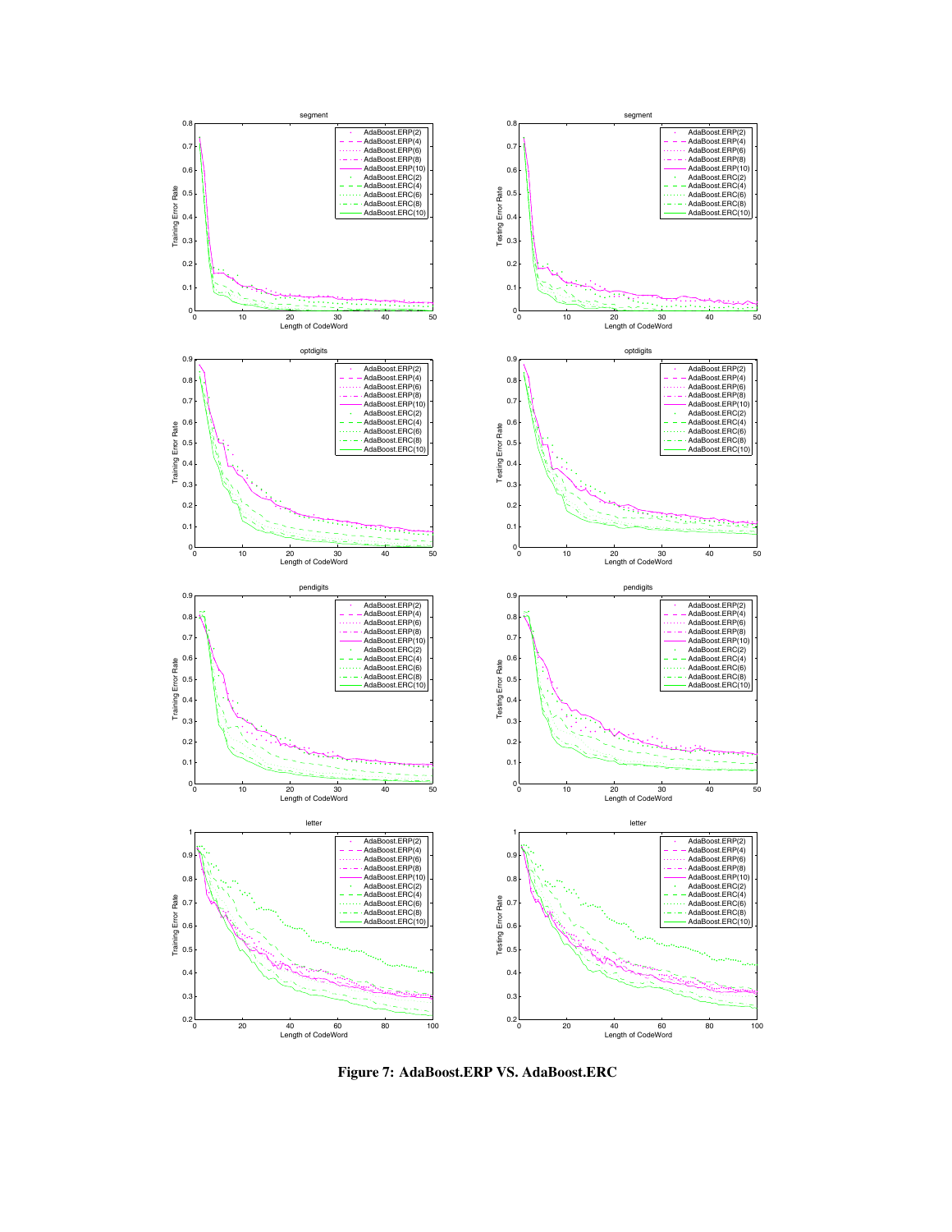segment

Training Error Rate

Length of CodeWord

AdaBoost.ERP(2)
AdaBoost.ERP(4)
AdaBoost.ERP(6)
AdaBoost.ERP(8)
AdaBoost.ERP(10)
AdaBoost.ERC(2)
AdaBoost.ERC(4)
AdaBoost.ERC(6)
AdaBoost.ERC(8)
AdaBoost.ERC(10)

segment

Testing Error Rate

Length of CodeWord

optdigits

Training Error Rate

Length of CodeWord

optdigits

Testing Error Rate

Length of CodeWord

pendigits

Training Error Rate

Length of CodeWord

pendigits

Testing Error Rate

Length of CodeWord

letter

Training Error Rate

Length of CodeWord

letter

Testing Error Rate

Length of CodeWord

**Figure 7: AdaBoost.ERP VS. AdaBoost.ERC**